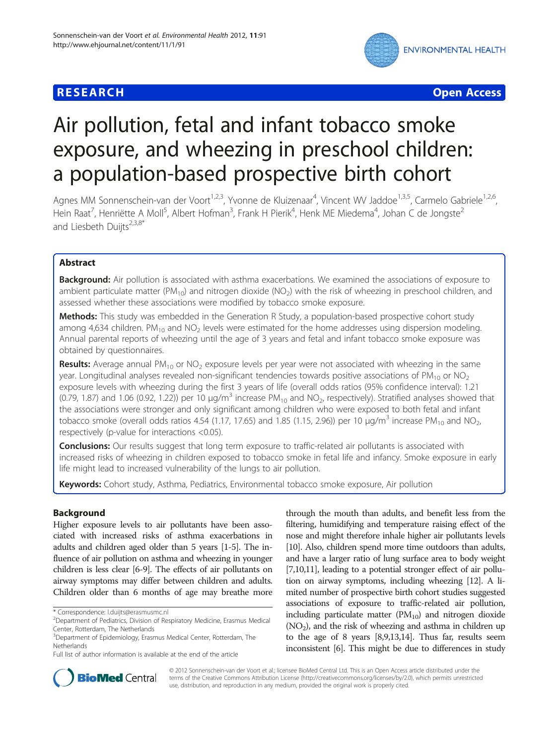**RESEARCH** **Open Access**

# Air pollution, fetal and infant tobacco smoke exposure, and wheezing in preschool children: a population-based prospective birth cohort

Agnes MM Sonnenschein-van der Voort[1,2,3], Yvonne de Kluizenaar[4], Vincent WV Jaddoe[1,3,5], Carmelo Gabriele[1,2,6], Hein Raat[7], Henriëtte A Moll[5], Albert Hofman[3], Frank H Pierik[4], Henk ME Miedema[4], Johan C de Jongste[2] and Liesbeth Duijts[2,3,8*]

## Abstract

**Background:** Air pollution is associated with asthma exacerbations. We examined the associations of exposure to ambient particulate matter ($PM_{10}$) and nitrogen dioxide ($NO_2$) with the risk of wheezing in preschool children, and assessed whether these associations were modified by tobacco smoke exposure.

**Methods:** This study was embedded in the Generation R Study, a population-based prospective cohort study among 4,634 children. $PM_{10}$ and $NO_2$ levels were estimated for the home addresses using dispersion modeling. Annual parental reports of wheezing until the age of 3 years and fetal and infant tobacco smoke exposure was obtained by questionnaires.

**Results:** Average annual $PM_{10}$ or $NO_2$ exposure levels per year were not associated with wheezing in the same year. Longitudinal analyses revealed non-significant tendencies towards positive associations of $PM_{10}$ or $NO_2$ exposure levels with wheezing during the first 3 years of life (overall odds ratios (95% confidence interval): 1.21 (0.79, 1.87) and 1.06 (0.92, 1.22)) per 10 $\mu g/m^3$ increase $PM_{10}$ and $NO_2$, respectively). Stratified analyses showed that the associations were stronger and only significant among children who were exposed to both fetal and infant tobacco smoke (overall odds ratios 4.54 (1.17, 17.65) and 1.85 (1.15, 2.96)) per 10 $\mu g/m^3$ increase $PM_{10}$ and $NO_2$, respectively (p-value for interactions <0.05).

**Conclusions:** Our results suggest that long term exposure to traffic-related air pollutants is associated with increased risks of wheezing in children exposed to tobacco smoke in fetal life and infancy. Smoke exposure in early life might lead to increased vulnerability of the lungs to air pollution.

**Keywords:** Cohort study, Asthma, Pediatrics, Environmental tobacco smoke exposure, Air pollution

## Background

Higher exposure levels to air pollutants have been associated with increased risks of asthma exacerbations in adults and children aged older than 5 years [1-5]. The influence of air pollution on asthma and wheezing in younger children is less clear [6-9]. The effects of air pollutants on airway symptoms may differ between children and adults. Children older than 6 months of age may breathe more through the mouth than adults, and benefit less from the filtering, humidifying and temperature raising effect of the nose and might therefore inhale higher air pollutants levels [10]. Also, children spend more time outdoors than adults, and have a larger ratio of lung surface area to body weight [7,10,11], leading to a potential stronger effect of air pollution on airway symptoms, including wheezing [12]. A limited number of prospective birth cohort studies suggested associations of exposure to traffic-related air pollution, including particulate matter ($PM_{10}$) and nitrogen dioxide ($NO_2$), and the risk of wheezing and asthma in children up to the age of 8 years [8,9,13,14]. Thus far, results seem inconsistent [6]. This might be due to differences in study

\* Correspondence: l.duijts@erasmusmc.nl
[2]Department of Pediatrics, Division of Respiratory Medicine, Erasmus Medical Center, Rotterdam, The Netherlands
[3]Department of Epidemiology, Erasmus Medical Center, Rotterdam, The Netherlands
Full list of author information is available at the end of the article

© 2012 Sonnenschein-van der Voort et al.; licensee BioMed Central Ltd. This is an Open Access article distributed under the terms of the Creative Commons Attribution License (http://creativecommons.org/licenses/by/2.0), which permits unrestricted use, distribution, and reproduction in any medium, provided the original work is properly cited.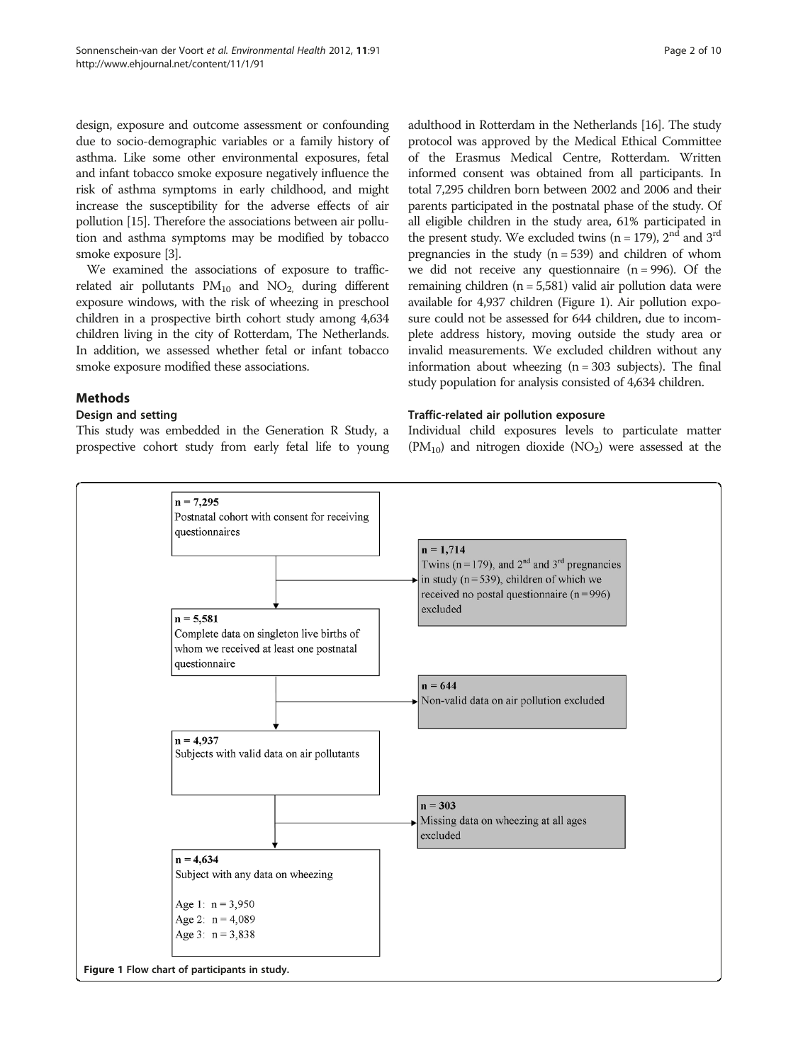design, exposure and outcome assessment or confounding due to socio-demographic variables or a family history of asthma. Like some other environmental exposures, fetal and infant tobacco smoke exposure negatively influence the risk of asthma symptoms in early childhood, and might increase the susceptibility for the adverse effects of air pollution [15]. Therefore the associations between air pollution and asthma symptoms may be modified by tobacco smoke exposure [3].

We examined the associations of exposure to traffic-related air pollutants $PM_{10}$ and $NO_2$, during different exposure windows, with the risk of wheezing in preschool children in a prospective birth cohort study among 4,634 children living in the city of Rotterdam, The Netherlands. In addition, we assessed whether fetal or infant tobacco smoke exposure modified these associations.

## Methods

### Design and setting

This study was embedded in the Generation R Study, a prospective cohort study from early fetal life to young adulthood in Rotterdam in the Netherlands [16]. The study protocol was approved by the Medical Ethical Committee of the Erasmus Medical Centre, Rotterdam. Written informed consent was obtained from all participants. In total 7,295 children born between 2002 and 2006 and their parents participated in the postnatal phase of the study. Of all eligible children in the study area, 61% participated in the present study. We excluded twins (n = 179), 2[nd] and 3[rd] pregnancies in the study (n = 539) and children of whom we did not receive any questionnaire (n = 996). Of the remaining children (n = 5,581) valid air pollution data were available for 4,937 children (Figure 1). Air pollution exposure could not be assessed for 644 children, due to incomplete address history, moving outside the study area or invalid measurements. We excluded children without any information about wheezing (n = 303 subjects). The final study population for analysis consisted of 4,634 children.

### Traffic-related air pollution exposure

Individual child exposures levels to particulate matter ($PM_{10}$) and nitrogen dioxide ($NO_2$) were assessed at the

n = 7,295
Postnatal cohort with consent for receiving questionnaires

→ n = 1,714
Twins (n = 179), and 2[nd] and 3[rd] pregnancies in study (n = 539), children of which we received no postal questionnaire (n = 996) excluded

n = 5,581
Complete data on singleton live births of whom we received at least one postnatal questionnaire

→ n = 644
Non-valid data on air pollution excluded

n = 4,937
Subjects with valid data on air pollutants

→ n = 303
Missing data on wheezing at all ages excluded

n = 4,634
Subject with any data on wheezing

Age 1: n = 3,950
Age 2: n = 4,089
Age 3: n = 3,838

**Figure 1** Flow chart of participants in study.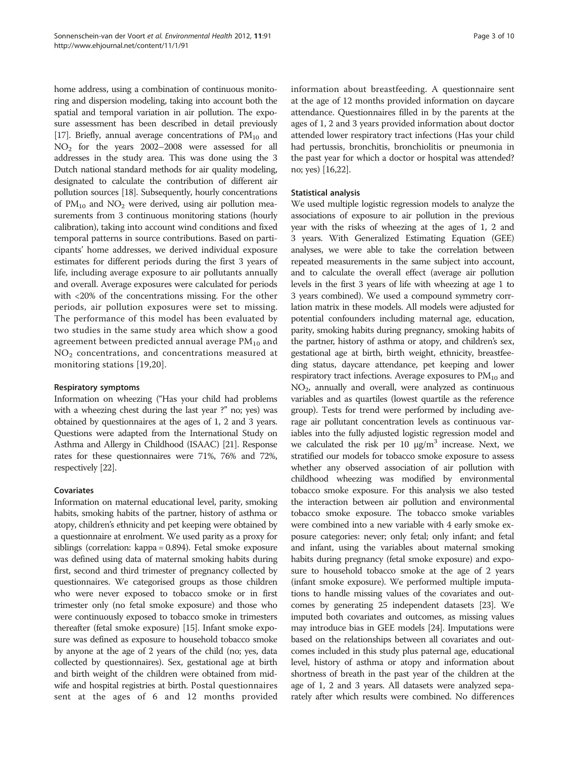home address, using a combination of continuous monitoring and dispersion modeling, taking into account both the spatial and temporal variation in air pollution. The exposure assessment has been described in detail previously [17]. Briefly, annual average concentrations of $PM_{10}$ and $NO_2$ for the years 2002–2008 were assessed for all addresses in the study area. This was done using the 3 Dutch national standard methods for air quality modeling, designated to calculate the contribution of different air pollution sources [18]. Subsequently, hourly concentrations of $PM_{10}$ and $NO_2$ were derived, using air pollution measurements from 3 continuous monitoring stations (hourly calibration), taking into account wind conditions and fixed temporal patterns in source contributions. Based on participants' home addresses, we derived individual exposure estimates for different periods during the first 3 years of life, including average exposure to air pollutants annually and overall. Average exposures were calculated for periods with <20% of the concentrations missing. For the other periods, air pollution exposures were set to missing. The performance of this model has been evaluated by two studies in the same study area which show a good agreement between predicted annual average $PM_{10}$ and $NO_2$ concentrations, and concentrations measured at monitoring stations [19,20].

### Respiratory symptoms

Information on wheezing ("Has your child had problems with a wheezing chest during the last year ?" no; yes) was obtained by questionnaires at the ages of 1, 2 and 3 years. Questions were adapted from the International Study on Asthma and Allergy in Childhood (ISAAC) [21]. Response rates for these questionnaires were 71%, 76% and 72%, respectively [22].

### Covariates

Information on maternal educational level, parity, smoking habits, smoking habits of the partner, history of asthma or atopy, children's ethnicity and pet keeping were obtained by a questionnaire at enrolment. We used parity as a proxy for siblings (correlation: kappa = 0.894). Fetal smoke exposure was defined using data of maternal smoking habits during first, second and third trimester of pregnancy collected by questionnaires. We categorised groups as those children who were never exposed to tobacco smoke or in first trimester only (no fetal smoke exposure) and those who were continuously exposed to tobacco smoke in trimesters thereafter (fetal smoke exposure) [15]. Infant smoke exposure was defined as exposure to household tobacco smoke by anyone at the age of 2 years of the child (no; yes, data collected by questionnaires). Sex, gestational age at birth and birth weight of the children were obtained from midwife and hospital registries at birth. Postal questionnaires sent at the ages of 6 and 12 months provided information about breastfeeding. A questionnaire sent at the age of 12 months provided information on daycare attendance. Questionnaires filled in by the parents at the ages of 1, 2 and 3 years provided information about doctor attended lower respiratory tract infections (Has your child had pertussis, bronchitis, bronchiolitis or pneumonia in the past year for which a doctor or hospital was attended? no; yes) [16,22].

### Statistical analysis

We used multiple logistic regression models to analyze the associations of exposure to air pollution in the previous year with the risks of wheezing at the ages of 1, 2 and 3 years. With Generalized Estimating Equation (GEE) analyses, we were able to take the correlation between repeated measurements in the same subject into account, and to calculate the overall effect (average air pollution levels in the first 3 years of life with wheezing at age 1 to 3 years combined). We used a compound symmetry corrlation matrix in these models. All models were adjusted for potential confounders including maternal age, education, parity, smoking habits during pregnancy, smoking habits of the partner, history of asthma or atopy, and children's sex, gestational age at birth, birth weight, ethnicity, breastfeeding status, daycare attendance, pet keeping and lower respiratory tract infections. Average exposures to $PM_{10}$ and $NO_2$, annually and overall, were analyzed as continuous variables and as quartiles (lowest quartile as the reference group). Tests for trend were performed by including average air pollutant concentration levels as continuous variables into the fully adjusted logistic regression model and we calculated the risk per 10 $\mu g/m^3$ increase. Next, we stratified our models for tobacco smoke exposure to assess whether any observed association of air pollution with childhood wheezing was modified by environmental tobacco smoke exposure. For this analysis we also tested the interaction between air pollution and environmental tobacco smoke exposure. The tobacco smoke variables were combined into a new variable with 4 early smoke exposure categories: never; only fetal; only infant; and fetal and infant, using the variables about maternal smoking habits during pregnancy (fetal smoke exposure) and exposure to household tobacco smoke at the age of 2 years (infant smoke exposure). We performed multiple imputations to handle missing values of the covariates and outcomes by generating 25 independent datasets [23]. We imputed both covariates and outcomes, as missing values may introduce bias in GEE models [24]. Imputations were based on the relationships between all covariates and outcomes included in this study plus paternal age, educational level, history of asthma or atopy and information about shortness of breath in the past year of the children at the age of 1, 2 and 3 years. All datasets were analyzed separately after which results were combined. No differences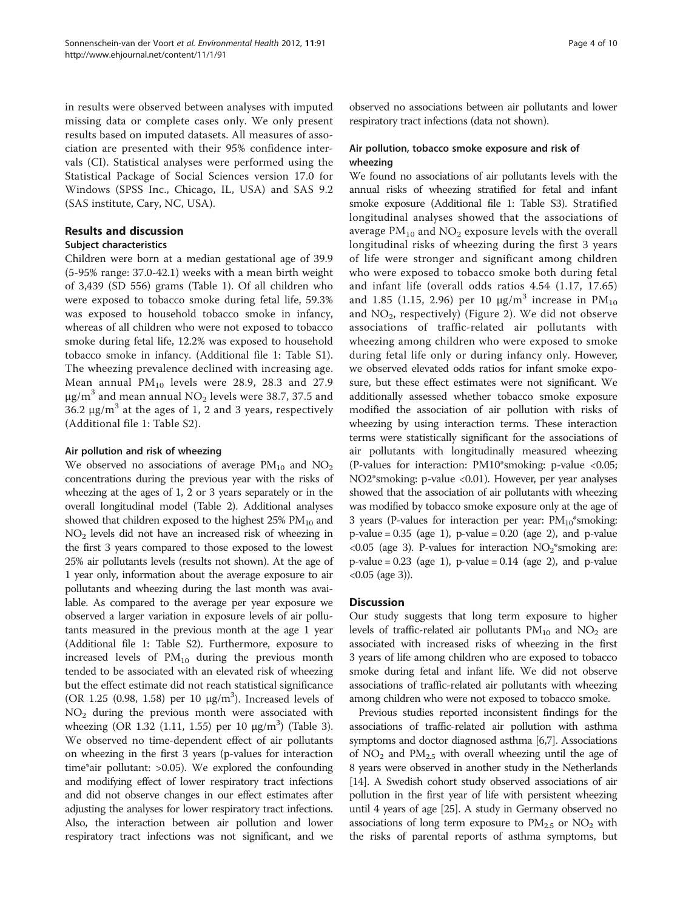in results were observed between analyses with imputed missing data or complete cases only. We only present results based on imputed datasets. All measures of association are presented with their 95% confidence intervals (CI). Statistical analyses were performed using the Statistical Package of Social Sciences version 17.0 for Windows (SPSS Inc., Chicago, IL, USA) and SAS 9.2 (SAS institute, Cary, NC, USA).

## Results and discussion

### Subject characteristics

Children were born at a median gestational age of 39.9 (5-95% range: 37.0-42.1) weeks with a mean birth weight of 3,439 (SD 556) grams (Table 1). Of all children who were exposed to tobacco smoke during fetal life, 59.3% was exposed to household tobacco smoke in infancy, whereas of all children who were not exposed to tobacco smoke during fetal life, 12.2% was exposed to household tobacco smoke in infancy. (Additional file 1: Table S1). The wheezing prevalence declined with increasing age. Mean annual $PM_{10}$ levels were 28.9, 28.3 and 27.9 $\mu g/m^3$ and mean annual $NO_2$ levels were 38.7, 37.5 and 36.2 $\mu g/m^3$ at the ages of 1, 2 and 3 years, respectively (Additional file 1: Table S2).

### Air pollution and risk of wheezing

We observed no associations of average $PM_{10}$ and $NO_2$ concentrations during the previous year with the risks of wheezing at the ages of 1, 2 or 3 years separately or in the overall longitudinal model (Table 2). Additional analyses showed that children exposed to the highest 25% $PM_{10}$ and $NO_2$ levels did not have an increased risk of wheezing in the first 3 years compared to those exposed to the lowest 25% air pollutants levels (results not shown). At the age of 1 year only, information about the average exposure to air pollutants and wheezing during the last month was available. As compared to the average per year exposure we observed a larger variation in exposure levels of air pollutants measured in the previous month at the age 1 year (Additional file 1: Table S2). Furthermore, exposure to increased levels of $PM_{10}$ during the previous month tended to be associated with an elevated risk of wheezing but the effect estimate did not reach statistical significance (OR 1.25 (0.98, 1.58) per 10 $\mu g/m^3$). Increased levels of $NO_2$ during the previous month were associated with wheezing (OR 1.32 (1.11, 1.55) per 10 $\mu g/m^3$) (Table 3). We observed no time-dependent effect of air pollutants on wheezing in the first 3 years (p-values for interaction time*air pollutant: >0.05). We explored the confounding and modifying effect of lower respiratory tract infections and did not observe changes in our effect estimates after adjusting the analyses for lower respiratory tract infections. Also, the interaction between air pollution and lower respiratory tract infections was not significant, and we observed no associations between air pollutants and lower respiratory tract infections (data not shown).

### Air pollution, tobacco smoke exposure and risk of wheezing

We found no associations of air pollutants levels with the annual risks of wheezing stratified for fetal and infant smoke exposure (Additional file 1: Table S3). Stratified longitudinal analyses showed that the associations of average $PM_{10}$ and $NO_2$ exposure levels with the overall longitudinal risks of wheezing during the first 3 years of life were stronger and significant among children who were exposed to tobacco smoke both during fetal and infant life (overall odds ratios 4.54 (1.17, 17.65) and 1.85 (1.15, 2.96) per 10 $\mu g/m^3$ increase in $PM_{10}$ and $NO_2$, respectively) (Figure 2). We did not observe associations of traffic-related air pollutants with wheezing among children who were exposed to smoke during fetal life only or during infancy only. However, we observed elevated odds ratios for infant smoke exposure, but these effect estimates were not significant. We additionally assessed whether tobacco smoke exposure modified the association of air pollution with risks of wheezing by using interaction terms. These interaction terms were statistically significant for the associations of air pollutants with longitudinally measured wheezing (P-values for interaction: PM10*smoking: p-value <0.05; NO2*smoking: p-value <0.01). However, per year analyses showed that the association of air pollutants with wheezing was modified by tobacco smoke exposure only at the age of 3 years (P-values for interaction per year: $PM_{10}$*smoking: p-value = 0.35 (age 1), p-value = 0.20 (age 2), and p-value <0.05 (age 3). P-values for interaction $NO_2$*smoking are: p-value = 0.23 (age 1), p-value = 0.14 (age 2), and p-value <0.05 (age 3)).

## Discussion

Our study suggests that long term exposure to higher levels of traffic-related air pollutants $PM_{10}$ and $NO_2$ are associated with increased risks of wheezing in the first 3 years of life among children who are exposed to tobacco smoke during fetal and infant life. We did not observe associations of traffic-related air pollutants with wheezing among children who were not exposed to tobacco smoke.

Previous studies reported inconsistent findings for the associations of traffic-related air pollution with asthma symptoms and doctor diagnosed asthma [6,7]. Associations of $NO_2$ and $PM_{2.5}$ with overall wheezing until the age of 8 years were observed in another study in the Netherlands [14]. A Swedish cohort study observed associations of air pollution in the first year of life with persistent wheezing until 4 years of age [25]. A study in Germany observed no associations of long term exposure to $PM_{2.5}$ or $NO_2$ with the risks of parental reports of asthma symptoms, but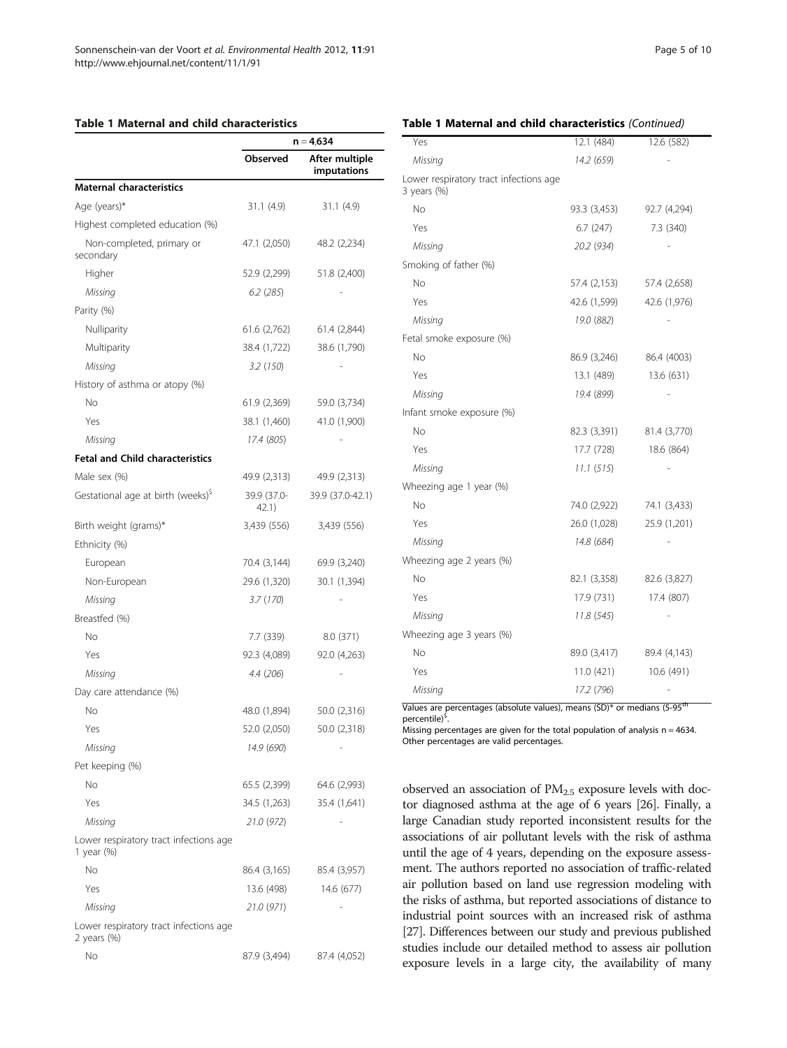**Table 1 Maternal and child characteristics**

| | n = 4,634 | |
|---|---|---|
| | Observed | After multiple imputations |
| **Maternal characteristics** | | |
| Age (years)* | 31.1 (4.9) | 31.1 (4.9) |
| Highest completed education (%) | | |
| Non-completed, primary or secondary | 47.1 (2,050) | 48.2 (2,234) |
| Higher | 52.9 (2,299) | 51.8 (2,400) |
| *Missing* | *6.2 (285)* | - |
| Parity (%) | | |
| Nulliparity | 61.6 (2,762) | 61.4 (2,844) |
| Multiparity | 38.4 (1,722) | 38.6 (1,790) |
| *Missing* | *3.2 (150)* | - |
| History of asthma or atopy (%) | | |
| No | 61.9 (2,369) | 59.0 (3,734) |
| Yes | 38.1 (1,460) | 41.0 (1,900) |
| *Missing* | *17.4 (805)* | - |
| **Fetal and Child characteristics** | | |
| Male sex (%) | 49.9 (2,313) | 49.9 (2,313) |
| Gestational age at birth (weeks)$ | 39.9 (37.0-42.1) | 39.9 (37.0-42.1) |
| Birth weight (grams)* | 3,439 (556) | 3,439 (556) |
| Ethnicity (%) | | |
| European | 70.4 (3,144) | 69.9 (3,240) |
| Non-European | 29.6 (1,320) | 30.1 (1,394) |
| *Missing* | *3.7 (170)* | - |
| Breastfed (%) | | |
| No | 7.7 (339) | 8.0 (371) |
| Yes | 92.3 (4,089) | 92.0 (4,263) |
| *Missing* | *4.4 (206)* | - |
| Day care attendance (%) | | |
| No | 48.0 (1,894) | 50.0 (2,316) |
| Yes | 52.0 (2,050) | 50.0 (2,318) |
| *Missing* | *14.9 (690)* | - |
| Pet keeping (%) | | |
| No | 65.5 (2,399) | 64.6 (2,993) |
| Yes | 34.5 (1,263) | 35.4 (1,641) |
| *Missing* | *21.0 (972)* | - |
| Lower respiratory tract infections age 1 year (%) | | |
| No | 86.4 (3,165) | 85.4 (3,957) |
| Yes | 13.6 (498) | 14.6 (677) |
| *Missing* | *21.0 (971)* | - |
| Lower respiratory tract infections age 2 years (%) | | |
| No | 87.9 (3,494) | 87.4 (4,052) |
| Yes | 12.1 (484) | 12.6 (582) |
| *Missing* | *14.2 (659)* | - |
| Lower respiratory tract infections age 3 years (%) | | |
| No | 93.3 (3,453) | 92.7 (4,294) |
| Yes | 6.7 (247) | 7.3 (340) |
| *Missing* | *20.2 (934)* | - |
| Smoking of father (%) | | |
| No | 57.4 (2,153) | 57.4 (2,658) |
| Yes | 42.6 (1,599) | 42.6 (1,976) |
| *Missing* | *19.0 (882)* | - |
| Fetal smoke exposure (%) | | |
| No | 86.9 (3,246) | 86.4 (4003) |
| Yes | 13.1 (489) | 13.6 (631) |
| *Missing* | *19.4 (899)* | - |
| Infant smoke exposure (%) | | |
| No | 82.3 (3,391) | 81.4 (3,770) |
| Yes | 17.7 (728) | 18.6 (864) |
| *Missing* | *11.1 (515)* | - |
| Wheezing age 1 year (%) | | |
| No | 74.0 (2,922) | 74.1 (3,433) |
| Yes | 26.0 (1,028) | 25.9 (1,201) |
| *Missing* | *14.8 (684)* | - |
| Wheezing age 2 years (%) | | |
| No | 82.1 (3,358) | 82.6 (3,827) |
| Yes | 17.9 (731) | 17.4 (807) |
| *Missing* | *11.8 (545)* | - |
| Wheezing age 3 years (%) | | |
| No | 89.0 (3,417) | 89.4 (4,143) |
| Yes | 11.0 (421) | 10.6 (491) |
| *Missing* | *17.2 (796)* | - |

Values are percentages (absolute values), means (SD)* or medians (5-95th percentile)$.
Missing percentages are given for the total population of analysis n = 4634. Other percentages are valid percentages.

observed an association of $PM_{2.5}$ exposure levels with doctor diagnosed asthma at the age of 6 years [26]. Finally, a large Canadian study reported inconsistent results for the associations of air pollutant levels with the risk of asthma until the age of 4 years, depending on the exposure assessment. The authors reported no association of traffic-related air pollution based on land use regression modeling with the risks of asthma, but reported associations of distance to industrial point sources with an increased risk of asthma [27]. Differences between our study and previous published studies include our detailed method to assess air pollution exposure levels in a large city, the availability of many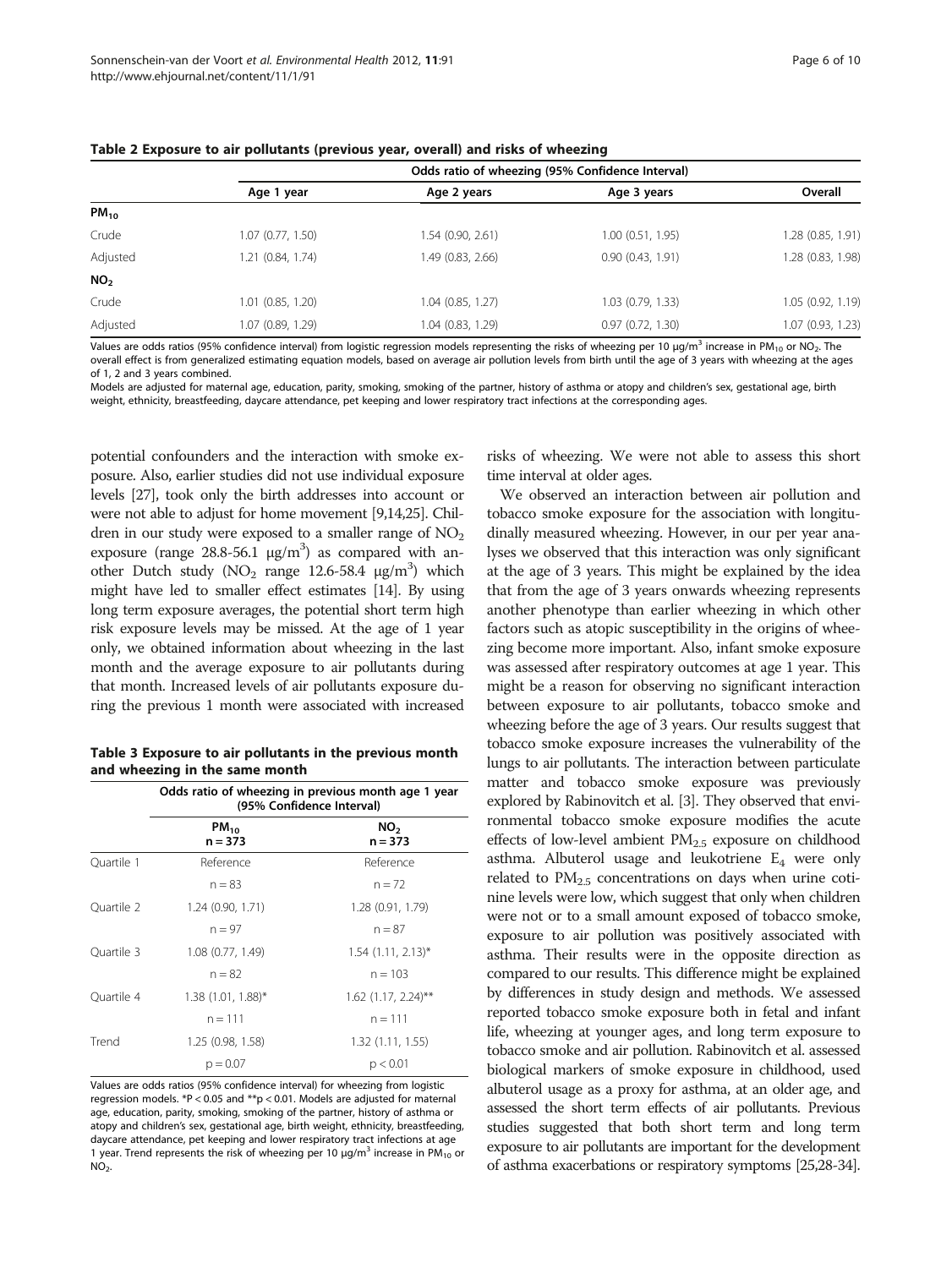**Table 2 Exposure to air pollutants (previous year, overall) and risks of wheezing**

| | Odds ratio of wheezing (95% Confidence Interval) | | | |
|---|---|---|---|---|
| | Age 1 year | Age 2 years | Age 3 years | Overall |
| $PM_{10}$ | | | | |
| Crude | 1.07 (0.77, 1.50) | 1.54 (0.90, 2.61) | 1.00 (0.51, 1.95) | 1.28 (0.85, 1.91) |
| Adjusted | 1.21 (0.84, 1.74) | 1.49 (0.83, 2.66) | 0.90 (0.43, 1.91) | 1.28 (0.83, 1.98) |
| $NO_2$ | | | | |
| Crude | 1.01 (0.85, 1.20) | 1.04 (0.85, 1.27) | 1.03 (0.79, 1.33) | 1.05 (0.92, 1.19) |
| Adjusted | 1.07 (0.89, 1.29) | 1.04 (0.83, 1.29) | 0.97 (0.72, 1.30) | 1.07 (0.93, 1.23) |

Values are odds ratios (95% confidence interval) from logistic regression models representing the risks of wheezing per 10 μg/m$^3$ increase in $PM_{10}$ or $NO_2$. The overall effect is from generalized estimating equation models, based on average air pollution levels from birth until the age of 3 years with wheezing at the ages of 1, 2 and 3 years combined.
Models are adjusted for maternal age, education, parity, smoking, smoking of the partner, history of asthma or atopy and children's sex, gestational age, birth weight, ethnicity, breastfeeding, daycare attendance, pet keeping and lower respiratory tract infections at the corresponding ages.

potential confounders and the interaction with smoke exposure. Also, earlier studies did not use individual exposure levels [27], took only the birth addresses into account or were not able to adjust for home movement [9,14,25]. Children in our study were exposed to a smaller range of $NO_2$ exposure (range 28.8-56.1 μg/m$^3$) as compared with another Dutch study ($NO_2$ range 12.6-58.4 μg/m$^3$) which might have led to smaller effect estimates [14]. By using long term exposure averages, the potential short term high risk exposure levels may be missed. At the age of 1 year only, we obtained information about wheezing in the last month and the average exposure to air pollutants during that month. Increased levels of air pollutants exposure during the previous 1 month were associated with increased risks of wheezing. We were not able to assess this short time interval at older ages.

**Table 3 Exposure to air pollutants in the previous month and wheezing in the same month**

| | Odds ratio of wheezing in previous month age 1 year (95% Confidence Interval) | |
|---|---|---|
| | $PM_{10}$ n = 373 | $NO_2$ n = 373 |
| Quartile 1 | Reference | Reference |
| | n = 83 | n = 72 |
| Quartile 2 | 1.24 (0.90, 1.71) | 1.28 (0.91, 1.79) |
| | n = 97 | n = 87 |
| Quartile 3 | 1.08 (0.77, 1.49) | 1.54 (1.11, 2.13)* |
| | n = 82 | n = 103 |
| Quartile 4 | 1.38 (1.01, 1.88)* | 1.62 (1.17, 2.24)** |
| | n = 111 | n = 111 |
| Trend | 1.25 (0.98, 1.58) | 1.32 (1.11, 1.55) |
| | p = 0.07 | p < 0.01 |

Values are odds ratios (95% confidence interval) for wheezing from logistic regression models. *P < 0.05 and **p < 0.01. Models are adjusted for maternal age, education, parity, smoking, smoking of the partner, history of asthma or atopy and children's sex, gestational age, birth weight, ethnicity, breastfeeding, daycare attendance, pet keeping and lower respiratory tract infections at age 1 year. Trend represents the risk of wheezing per 10 μg/m$^3$ increase in $PM_{10}$ or $NO_2$.

We observed an interaction between air pollution and tobacco smoke exposure for the association with longitudinally measured wheezing. However, in our per year analyses we observed that this interaction was only significant at the age of 3 years. This might be explained by the idea that from the age of 3 years onwards wheezing represents another phenotype than earlier wheezing in which other factors such as atopic susceptibility in the origins of wheezing become more important. Also, infant smoke exposure was assessed after respiratory outcomes at age 1 year. This might be a reason for observing no significant interaction between exposure to air pollutants, tobacco smoke and wheezing before the age of 3 years. Our results suggest that tobacco smoke exposure increases the vulnerability of the lungs to air pollutants. The interaction between particulate matter and tobacco smoke exposure was previously explored by Rabinovitch et al. [3]. They observed that environmental tobacco smoke exposure modifies the acute effects of low-level ambient $PM_{2.5}$ exposure on childhood asthma. Albuterol usage and leukotriene $E_4$ were only related to $PM_{2.5}$ concentrations on days when urine cotinine levels were low, which suggest that only when children were not or to a small amount exposed of tobacco smoke, exposure to air pollution was positively associated with asthma. Their results were in the opposite direction as compared to our results. This difference might be explained by differences in study design and methods. We assessed reported tobacco smoke exposure both in fetal and infant life, wheezing at younger ages, and long term exposure to tobacco smoke and air pollution. Rabinovitch et al. assessed biological markers of smoke exposure in childhood, used albuterol usage as a proxy for asthma, at an older age, and assessed the short term effects of air pollutants. Previous studies suggested that both short term and long term exposure to air pollutants are important for the development of asthma exacerbations or respiratory symptoms [25,28-34].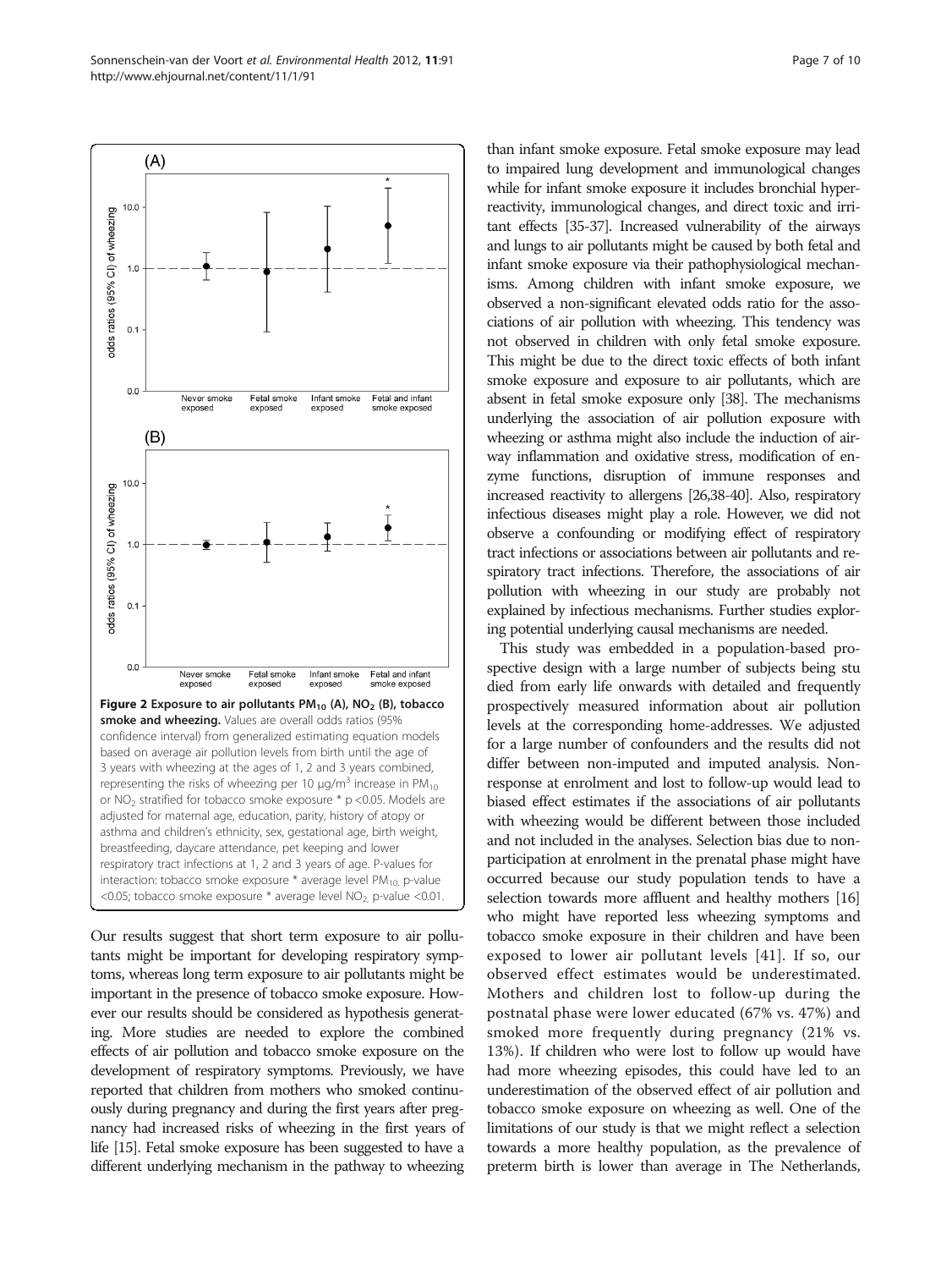Figure 2 Exposure to air pollutants $PM_{10}$ (A), $NO_2$ (B), tobacco smoke and wheezing. Values are overall odds ratios (95% confidence interval) from generalized estimating equation models based on average air pollution levels from birth until the age of 3 years with wheezing at the ages of 1, 2 and 3 years combined, representing the risks of wheezing per 10 μg/m$^3$ increase in $PM_{10}$ or $NO_2$ stratified for tobacco smoke exposure * p <0.05. Models are adjusted for maternal age, education, parity, history of atopy or asthma and children's ethnicity, sex, gestational age, birth weight, breastfeeding, daycare attendance, pet keeping and lower respiratory tract infections at 1, 2 and 3 years of age. P-values for interaction: tobacco smoke exposure * average level $PM_{10}$, p-value <0.05; tobacco smoke exposure * average level $NO_2$, p-value <0.01.

Our results suggest that short term exposure to air pollutants might be important for developing respiratory symptoms, whereas long term exposure to air pollutants might be important in the presence of tobacco smoke exposure. However our results should be considered as hypothesis generating. More studies are needed to explore the combined effects of air pollution and tobacco smoke exposure on the development of respiratory symptoms. Previously, we have reported that children from mothers who smoked continuously during pregnancy and during the first years after pregnancy had increased risks of wheezing in the first years of life [15]. Fetal smoke exposure has been suggested to have a different underlying mechanism in the pathway to wheezing than infant smoke exposure. Fetal smoke exposure may lead to impaired lung development and immunological changes while for infant smoke exposure it includes bronchial hyperreactivity, immunological changes, and direct toxic and irritant effects [35-37]. Increased vulnerability of the airways and lungs to air pollutants might be caused by both fetal and infant smoke exposure via their pathophysiological mechanisms. Among children with infant smoke exposure, we observed a non-significant elevated odds ratio for the associations of air pollution with wheezing. This tendency was not observed in children with only fetal smoke exposure. This might be due to the direct toxic effects of both infant smoke exposure and exposure to air pollutants, which are absent in fetal smoke exposure only [38]. The mechanisms underlying the association of air pollution exposure with wheezing or asthma might also include the induction of airway inflammation and oxidative stress, modification of enzyme functions, disruption of immune responses and increased reactivity to allergens [26,38-40]. Also, respiratory infectious diseases might play a role. However, we did not observe a confounding or modifying effect of respiratory tract infections or associations between air pollutants and respiratory tract infections. Therefore, the associations of air pollution with wheezing in our study are probably not explained by infectious mechanisms. Further studies exploring potential underlying causal mechanisms are needed.

This study was embedded in a population-based prospective design with a large number of subjects being studied from early life onwards with detailed and frequently prospectively measured information about air pollution levels at the corresponding home-addresses. We adjusted for a large number of confounders and the results did not differ between non-imputed and imputed analysis. Nonresponse at enrolment and lost to follow-up would lead to biased effect estimates if the associations of air pollutants with wheezing would be different between those included and not included in the analyses. Selection bias due to nonparticipation at enrolment in the prenatal phase might have occurred because our study population tends to have a selection towards more affluent and healthy mothers [16] who might have reported less wheezing symptoms and tobacco smoke exposure in their children and have been exposed to lower air pollutant levels [41]. If so, our observed effect estimates would be underestimated. Mothers and children lost to follow-up during the postnatal phase were lower educated (67% vs. 47%) and smoked more frequently during pregnancy (21% vs. 13%). If children who were lost to follow up would have had more wheezing episodes, this could have led to an underestimation of the observed effect of air pollution and tobacco smoke exposure on wheezing as well. One of the limitations of our study is that we might reflect a selection towards a more healthy population, as the prevalence of preterm birth is lower than average in The Netherlands,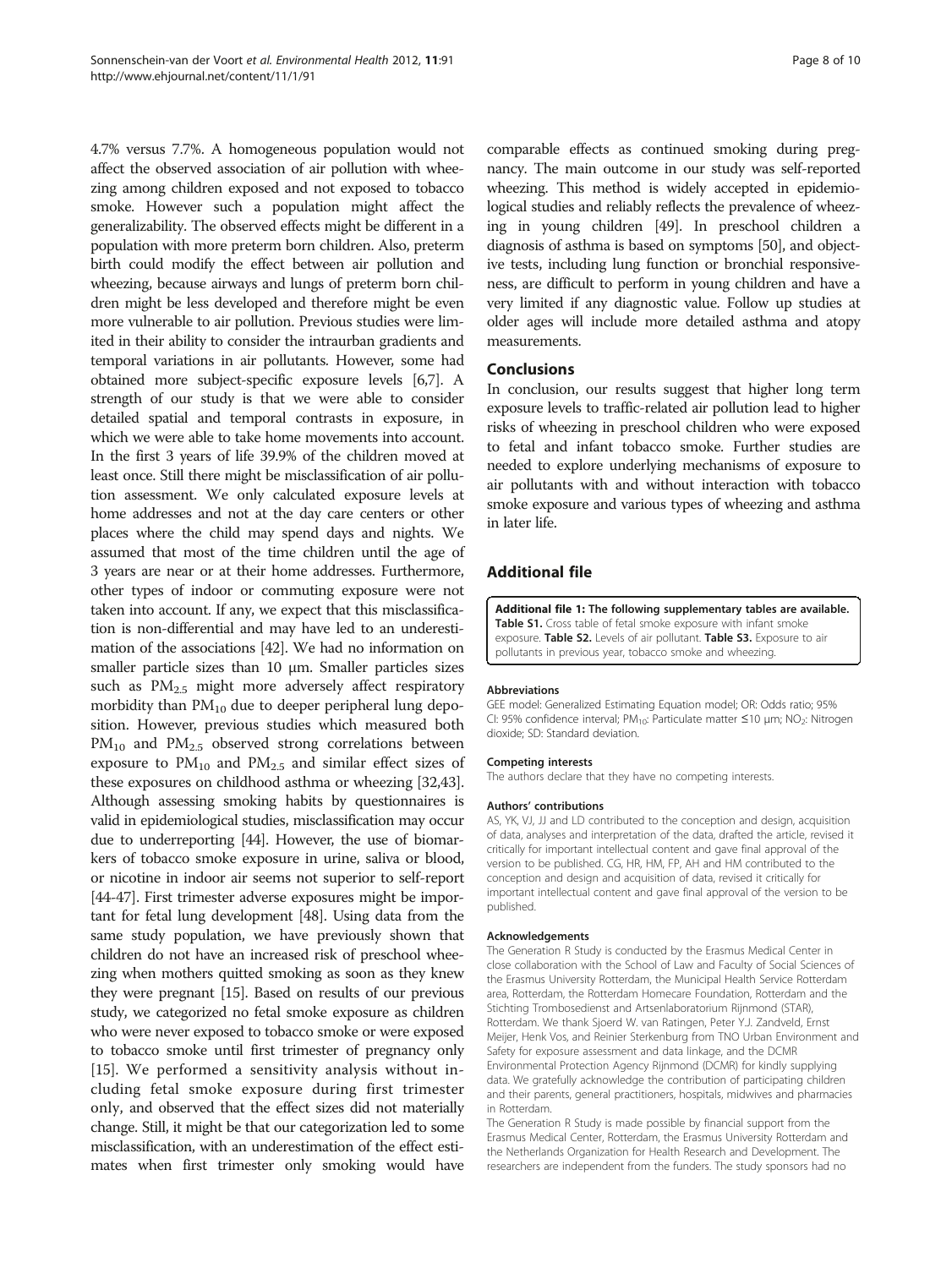4.7% versus 7.7%. A homogeneous population would not affect the observed association of air pollution with wheezing among children exposed and not exposed to tobacco smoke. However such a population might affect the generalizability. The observed effects might be different in a population with more preterm born children. Also, preterm birth could modify the effect between air pollution and wheezing, because airways and lungs of preterm born children might be less developed and therefore might be even more vulnerable to air pollution. Previous studies were limited in their ability to consider the intraurban gradients and temporal variations in air pollutants. However, some had obtained more subject-specific exposure levels [6,7]. A strength of our study is that we were able to consider detailed spatial and temporal contrasts in exposure, in which we were able to take home movements into account. In the first 3 years of life 39.9% of the children moved at least once. Still there might be misclassification of air pollution assessment. We only calculated exposure levels at home addresses and not at the day care centers or other places where the child may spend days and nights. We assumed that most of the time children until the age of 3 years are near or at their home addresses. Furthermore, other types of indoor or commuting exposure were not taken into account. If any, we expect that this misclassification is non-differential and may have led to an underestimation of the associations [42]. We had no information on smaller particle sizes than 10 μm. Smaller particles sizes such as $PM_{2.5}$ might more adversely affect respiratory morbidity than $PM_{10}$ due to deeper peripheral lung deposition. However, previous studies which measured both $PM_{10}$ and $PM_{2.5}$ observed strong correlations between exposure to $PM_{10}$ and $PM_{2.5}$ and similar effect sizes of these exposures on childhood asthma or wheezing [32,43]. Although assessing smoking habits by questionnaires is valid in epidemiological studies, misclassification may occur due to underreporting [44]. However, the use of biomarkers of tobacco smoke exposure in urine, saliva or blood, or nicotine in indoor air seems not superior to self-report [44-47]. First trimester adverse exposures might be important for fetal lung development [48]. Using data from the same study population, we have previously shown that children do not have an increased risk of preschool wheezing when mothers quitted smoking as soon as they knew they were pregnant [15]. Based on results of our previous study, we categorized no fetal smoke exposure as children who were never exposed to tobacco smoke or were exposed to tobacco smoke until first trimester of pregnancy only [15]. We performed a sensitivity analysis without including fetal smoke exposure during first trimester only, and observed that the effect sizes did not materially change. Still, it might be that our categorization led to some misclassification, with an underestimation of the effect estimates when first trimester only smoking would have comparable effects as continued smoking during pregnancy. The main outcome in our study was self-reported wheezing. This method is widely accepted in epidemiological studies and reliably reflects the prevalence of wheezing in young children [49]. In preschool children a diagnosis of asthma is based on symptoms [50], and objective tests, including lung function or bronchial responsiveness, are difficult to perform in young children and have a very limited if any diagnostic value. Follow up studies at older ages will include more detailed asthma and atopy measurements.

## Conclusions

In conclusion, our results suggest that higher long term exposure levels to traffic-related air pollution lead to higher risks of wheezing in preschool children who were exposed to fetal and infant tobacco smoke. Further studies are needed to explore underlying mechanisms of exposure to air pollutants with and without interaction with tobacco smoke exposure and various types of wheezing and asthma in later life.

## Additional file

**Additional file 1: The following supplementary tables are available. Table S1.** Cross table of fetal smoke exposure with infant smoke exposure. **Table S2.** Levels of air pollutant. **Table S3.** Exposure to air pollutants in previous year, tobacco smoke and wheezing.

#### Abbreviations

GEE model: Generalized Estimating Equation model; OR: Odds ratio; 95% CI: 95% confidence interval; $PM_{10}$: Particulate matter ≤10 μm; $NO_2$: Nitrogen dioxide; SD: Standard deviation.

#### Competing interests

The authors declare that they have no competing interests.

#### Authors' contributions

AS, YK, VJ, JJ and LD contributed to the conception and design, acquisition of data, analyses and interpretation of the data, drafted the article, revised it critically for important intellectual content and gave final approval of the version to be published. CG, HR, HM, FP, AH and HM contributed to the conception and design and acquisition of data, revised it critically for important intellectual content and gave final approval of the version to be published.

#### Acknowledgements

The Generation R Study is conducted by the Erasmus Medical Center in close collaboration with the School of Law and Faculty of Social Sciences of the Erasmus University Rotterdam, the Municipal Health Service Rotterdam area, Rotterdam, the Rotterdam Homecare Foundation, Rotterdam and the Stichting Trombosedienst and Artsenlaboratorium Rijnmond (STAR), Rotterdam. We thank Sjoerd W. van Ratingen, Peter Y.J. Zandveld, Ernst Meijer, Henk Vos, and Reinier Sterkenburg from TNO Urban Environment and Safety for exposure assessment and data linkage, and the DCMR Environmental Protection Agency Rijnmond (DCMR) for kindly supplying data. We gratefully acknowledge the contribution of participating children and their parents, general practitioners, hospitals, midwives and pharmacies in Rotterdam.

The Generation R Study is made possible by financial support from the Erasmus Medical Center, Rotterdam, the Erasmus University Rotterdam and the Netherlands Organization for Health Research and Development. The researchers are independent from the funders. The study sponsors had no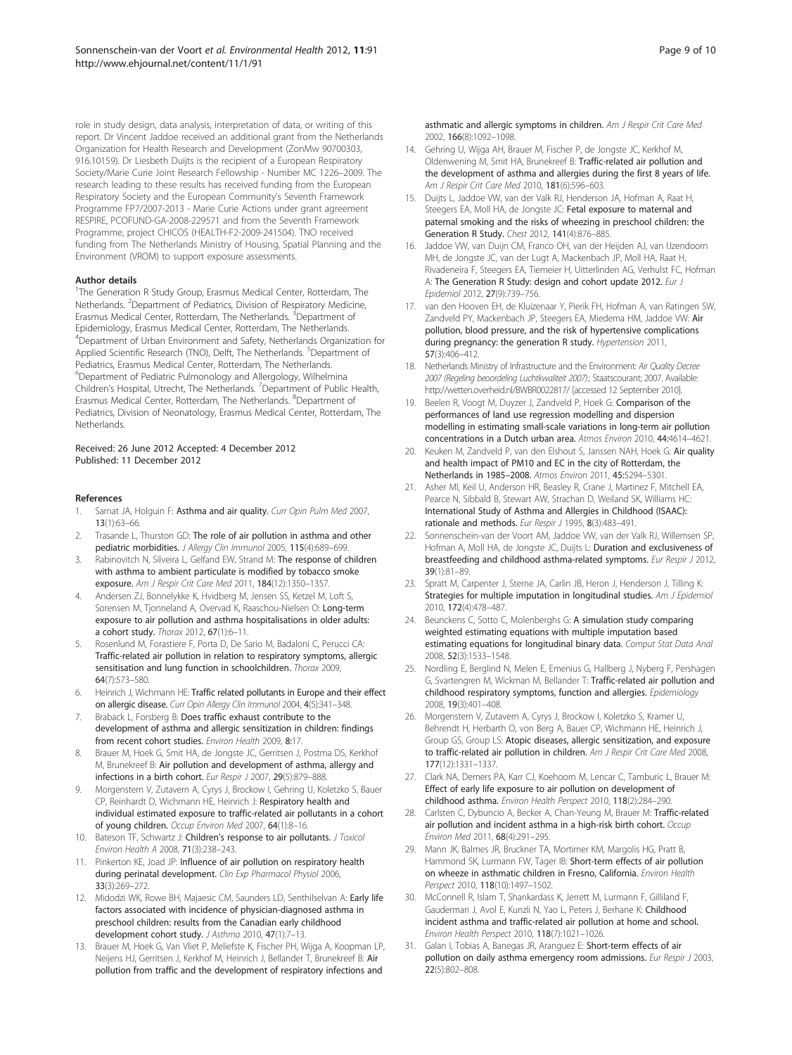role in study design, data analysis, interpretation of data, or writing of this report. Dr Vincent Jaddoe received an additional grant from the Netherlands Organization for Health Research and Development (ZonMw 90700303, 916.10159). Dr Liesbeth Duijts is the recipient of a European Respiratory Society/Marie Curie Joint Research Fellowship - Number MC 1226–2009. The research leading to these results has received funding from the European Respiratory Society and the European Community's Seventh Framework Programme FP7/2007-2013 - Marie Curie Actions under grant agreement RESPIRE, PCOFUND-GA-2008-229571 and from the Seventh Framework Programme, project CHICOS (HEALTH-F2-2009-241504). TNO received funding from The Netherlands Ministry of Housing, Spatial Planning and the Environment (VROM) to support exposure assessments.

#### Author details

[1]The Generation R Study Group, Erasmus Medical Center, Rotterdam, The Netherlands. [2]Department of Pediatrics, Division of Respiratory Medicine, Erasmus Medical Center, Rotterdam, The Netherlands. [3]Department of Epidemiology, Erasmus Medical Center, Rotterdam, The Netherlands. [4]Department of Urban Environment and Safety, Netherlands Organization for Applied Scientific Research (TNO), Delft, The Netherlands. [5]Department of Pediatrics, Erasmus Medical Center, Rotterdam, The Netherlands. [6]Department of Pediatric Pulmonology and Allergology, Wilhelmina Children's Hospital, Utrecht, The Netherlands. [7]Department of Public Health, Erasmus Medical Center, Rotterdam, The Netherlands. [8]Department of Pediatrics, Division of Neonatology, Erasmus Medical Center, Rotterdam, The Netherlands.

Received: 26 June 2012 Accepted: 4 December 2012
Published: 11 December 2012

#### References

1. Sarnat JA, Holguin F: **Asthma and air quality.** *Curr Opin Pulm Med* 2007, **13**(1):63–66.
2. Trasande L, Thurston GD: **The role of air pollution in asthma and other pediatric morbidities.** *J Allergy Clin Immunol* 2005, **115**(4):689–699.
3. Rabinovitch N, Silveira L, Gelfand EW, Strand M: **The response of children with asthma to ambient particulate is modified by tobacco smoke exposure.** *Am J Respir Crit Care Med* 2011, **184**(12):1350–1357.
4. Andersen ZJ, Bonnelykke K, Hvidberg M, Jensen SS, Ketzel M, Loft S, Sorensen M, Tjonneland A, Overvad K, Raaschou-Nielsen O: **Long-term exposure to air pollution and asthma hospitalisations in older adults: a cohort study.** *Thorax* 2012, **67**(1):6–11.
5. Rosenlund M, Forastiere F, Porta D, De Sario M, Badaloni C, Perucci CA: **Traffic-related air pollution in relation to respiratory symptoms, allergic sensitisation and lung function in schoolchildren.** *Thorax* 2009, **64**(7):573–580.
6. Heinrich J, Wichmann HE: **Traffic related pollutants in Europe and their effect on allergic disease.** *Curr Opin Allergy Clin Immunol* 2004, **4**(5):341–348.
7. Braback L, Forsberg B: **Does traffic exhaust contribute to the development of asthma and allergic sensitization in children: findings from recent cohort studies.** *Environ Health* 2009, **8**:17.
8. Brauer M, Hoek G, Smit HA, de Jongste JC, Gerritsen J, Postma DS, Kerkhof M, Brunekreef B: **Air pollution and development of asthma, allergy and infections in a birth cohort.** *Eur Respir J* 2007, **29**(5):879–888.
9. Morgenstern V, Zutavern A, Cyrys J, Brockow I, Gehring U, Koletzko S, Bauer CP, Reinhardt D, Wichmann HE, Heinrich J: **Respiratory health and individual estimated exposure to traffic-related air pollutants in a cohort of young children.** *Occup Environ Med* 2007, **64**(1):8–16.
10. Bateson TF, Schwartz J: **Children's response to air pollutants.** *J Toxicol Environ Health A* 2008, **71**(3):238–243.
11. Pinkerton KE, Joad JP: **Influence of air pollution on respiratory health during perinatal development.** *Clin Exp Pharmacol Physiol* 2006, **33**(3):269–272.
12. Midodzi WK, Rowe BH, Majaesic CM, Saunders LD, Senthilselvan A: **Early life factors associated with incidence of physician-diagnosed asthma in preschool children: results from the Canadian early childhood development cohort study.** *J Asthma* 2010, **47**(1):7–13.
13. Brauer M, Hoek G, Van Vliet P, Meliefste K, Fischer PH, Wijga A, Koopman LP, Neijens HJ, Gerritsen J, Kerkhof M, Heinrich J, Bellander T, Brunekreef B: **Air pollution from traffic and the development of respiratory infections and asthmatic and allergic symptoms in children.** *Am J Respir Crit Care Med* 2002, **166**(8):1092–1098.
14. Gehring U, Wijga AH, Brauer M, Fischer P, de Jongste JC, Kerkhof M, Oldenwening M, Smit HA, Brunekreef B: **Traffic-related air pollution and the development of asthma and allergies during the first 8 years of life.** *Am J Respir Crit Care Med* 2010, **181**(6):596–603.
15. Duijts L, Jaddoe VW, van der Valk RJ, Henderson JA, Hofman A, Raat H, Steegers EA, Moll HA, de Jongste JC: **Fetal exposure to maternal and paternal smoking and the risks of wheezing in preschool children: the Generation R Study.** *Chest* 2012, **141**(4):876–885.
16. Jaddoe VW, van Duijn CM, Franco OH, van der Heijden AJ, van IJzendoorn MH, de Jongste JC, van der Lugt A, Mackenbach JP, Moll HA, Raat H, Rivadeneira F, Steegers EA, Tiemeier H, Uitterlinden AG, Verhulst FC, Hofman A: **The Generation R Study: design and cohort update 2012.** *Eur J Epidemiol* 2012, **27**(9):739–756.
17. van den Hooven EH, de Kluizenaar Y, Pierik FH, Hofman A, van Ratingen SW, Zandveld PY, Mackenbach JP, Steegers EA, Miedema HM, Jaddoe VW: **Air pollution, blood pressure, and the risk of hypertensive complications during pregnancy: the generation R study.** *Hypertension* 2011, **57**(3):406–412.
18. Netherlands Ministry of Infrastructure and the Environment: *Air Quality Decree 2007 (Regeling beoordeling Luchtkwaliteit 2007).*: Staatscourant; 2007. Available: http://wetten.overheid.nl/BWBR0022817/ [accessed 12 September 2010].
19. Beelen R, Voogt M, Duyzer J, Zandveld P, Hoek G: **Comparison of the performances of land use regression modelling and dispersion modelling in estimating small-scale variations in long-term air pollution concentrations in a Dutch urban area.** *Atmos Environ* 2010, **44**:4614–4621.
20. Keuken M, Zandveld P, van den Elshout S, Janssen NAH, Hoek G: **Air quality and health impact of PM10 and EC in the city of Rotterdam, the Netherlands in 1985–2008.** *Atmos Environ* 2011, **45**:5294–5301.
21. Asher MI, Keil U, Anderson HR, Beasley R, Crane J, Martinez F, Mitchell EA, Pearce N, Sibbald B, Stewart AW, Strachan D, Weiland SK, Williams HC: **International Study of Asthma and Allergies in Childhood (ISAAC): rationale and methods.** *Eur Respir J* 1995, **8**(3):483–491.
22. Sonnenschein-van der Voort AM, Jaddoe VW, van der Valk RJ, Willemsen SP, Hofman A, Moll HA, de Jongste JC, Duijts L: **Duration and exclusiveness of breastfeeding and childhood asthma-related symptoms.** *Eur Respir J* 2012, **39**(1):81–89.
23. Spratt M, Carpenter J, Sterne JA, Carlin JB, Heron J, Henderson J, Tilling K: **Strategies for multiple imputation in longitudinal studies.** *Am J Epidemiol* 2010, **172**(4):478–487.
24. Beunckens C, Sotto C, Molenberghs G: **A simulation study comparing weighted estimating equations with multiple imputation based estimating equations for longitudinal binary data.** *Comput Stat Data Anal* 2008, **52**(3):1533–1548.
25. Nordling E, Berglind N, Melen E, Emenius G, Hallberg J, Nyberg F, Pershagen G, Svartengren M, Wickman M, Bellander T: **Traffic-related air pollution and childhood respiratory symptoms, function and allergies.** *Epidemiology* 2008, **19**(3):401–408.
26. Morgenstern V, Zutavern A, Cyrys J, Brockow I, Koletzko S, Kramer U, Behrendt H, Herbarth O, von Berg A, Bauer CP, Wichmann HE, Heinrich J, Group GS, Group LS: **Atopic diseases, allergic sensitization, and exposure to traffic-related air pollution in children.** *Am J Respir Crit Care Med* 2008, **177**(12):1331–1337.
27. Clark NA, Demers PA, Karr CJ, Koehoorn M, Lencar C, Tamburic L, Brauer M: **Effect of early life exposure to air pollution on development of childhood asthma.** *Environ Health Perspect* 2010, **118**(2):284–290.
28. Carlsten C, Dybuncio A, Becker A, Chan-Yeung M, Brauer M: **Traffic-related air pollution and incident asthma in a high-risk birth cohort.** *Occup Environ Med* 2011, **68**(4):291–295.
29. Mann JK, Balmes JR, Bruckner TA, Mortimer KM, Margolis HG, Pratt B, Hammond SK, Lurmann FW, Tager IB: **Short-term effects of air pollution on wheeze in asthmatic children in Fresno, California.** *Environ Health Perspect* 2010, **118**(10):1497–1502.
30. McConnell R, Islam T, Shankardass K, Jerrett M, Lurmann F, Gilliland F, Gauderman J, Avol E, Kunzli N, Yao L, Peters J, Berhane K: **Childhood incident asthma and traffic-related air pollution at home and school.** *Environ Health Perspect* 2010, **118**(7):1021–1026.
31. Galan I, Tobias A, Banegas JR, Aranguez E: **Short-term effects of air pollution on daily asthma emergency room admissions.** *Eur Respir J* 2003, **22**(5):802–808.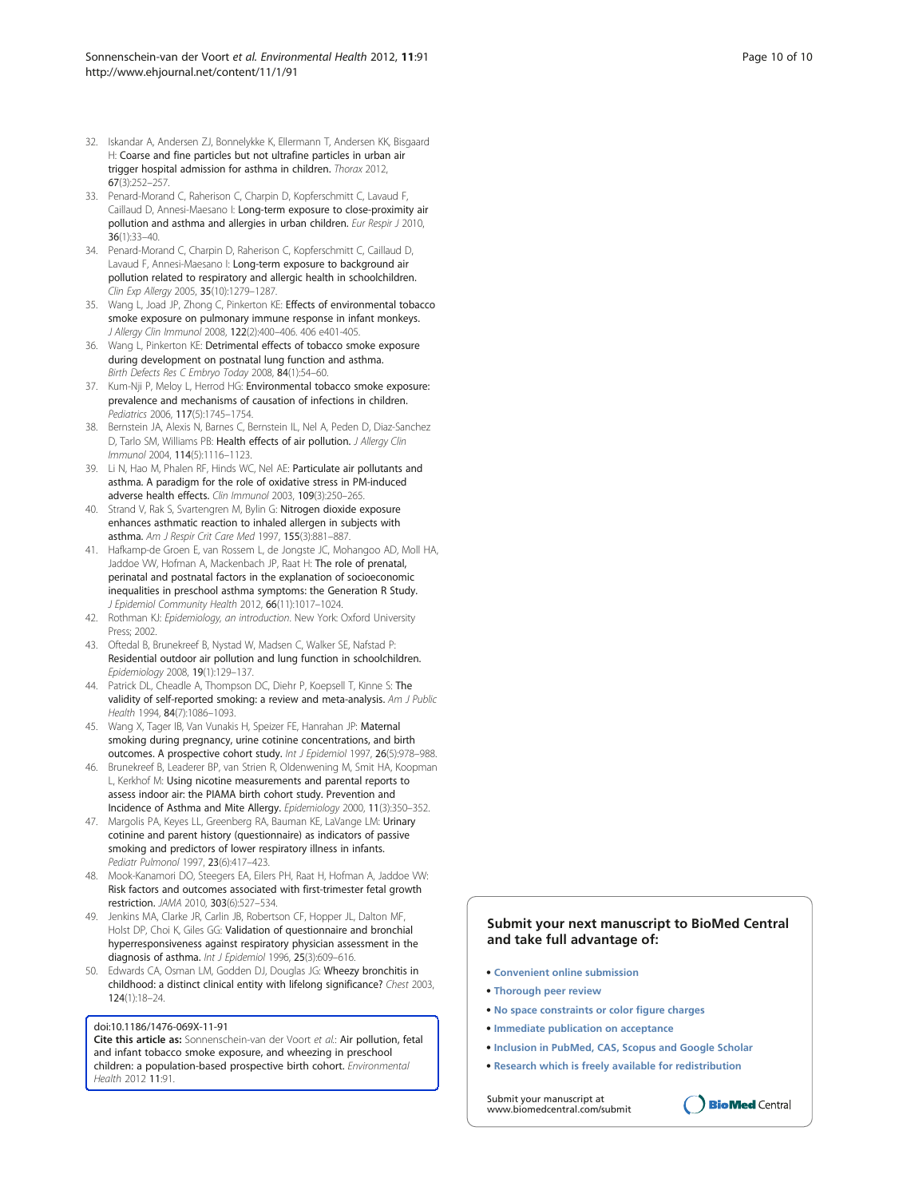32. Iskandar A, Andersen ZJ, Bonnelykke K, Ellermann T, Andersen KK, Bisgaard H: Coarse and fine particles but not ultrafine particles in urban air trigger hospital admission for asthma in children. *Thorax* 2012, **67**(3):252–257.
33. Penard-Morand C, Raherison C, Charpin D, Kopferschmitt C, Lavaud F, Caillaud D, Annesi-Maesano I: Long-term exposure to close-proximity air pollution and asthma and allergies in urban children. *Eur Respir J* 2010, **36**(1):33–40.
34. Penard-Morand C, Charpin D, Raherison C, Kopferschmitt C, Caillaud D, Lavaud F, Annesi-Maesano I: Long-term exposure to background air pollution related to respiratory and allergic health in schoolchildren. *Clin Exp Allergy* 2005, **35**(10):1279–1287.
35. Wang L, Joad JP, Zhong C, Pinkerton KE: Effects of environmental tobacco smoke exposure on pulmonary immune response in infant monkeys. *J Allergy Clin Immunol* 2008, **122**(2):400–406. 406 e401-405.
36. Wang L, Pinkerton KE: Detrimental effects of tobacco smoke exposure during development on postnatal lung function and asthma. *Birth Defects Res C Embryo Today* 2008, **84**(1):54–60.
37. Kum-Nji P, Meloy L, Herrod HG: Environmental tobacco smoke exposure: prevalence and mechanisms of causation of infections in children. *Pediatrics* 2006, **117**(5):1745–1754.
38. Bernstein JA, Alexis N, Barnes C, Bernstein IL, Nel A, Peden D, Diaz-Sanchez D, Tarlo SM, Williams PB: Health effects of air pollution. *J Allergy Clin Immunol* 2004, **114**(5):1116–1123.
39. Li N, Hao M, Phalen RF, Hinds WC, Nel AE: Particulate air pollutants and asthma. A paradigm for the role of oxidative stress in PM-induced adverse health effects. *Clin Immunol* 2003, **109**(3):250–265.
40. Strand V, Rak S, Svartengren M, Bylin G: Nitrogen dioxide exposure enhances asthmatic reaction to inhaled allergen in subjects with asthma. *Am J Respir Crit Care Med* 1997, **155**(3):881–887.
41. Hafkamp-de Groen E, van Rossem L, de Jongste JC, Mohangoo AD, Moll HA, Jaddoe VW, Hofman A, Mackenbach JP, Raat H: The role of prenatal, perinatal and postnatal factors in the explanation of socioeconomic inequalities in preschool asthma symptoms: the Generation R Study. *J Epidemiol Community Health* 2012, **66**(11):1017–1024.
42. Rothman KJ: *Epidemiology, an introduction*. New York: Oxford University Press; 2002.
43. Oftedal B, Brunekreef B, Nystad W, Madsen C, Walker SE, Nafstad P: Residential outdoor air pollution and lung function in schoolchildren. *Epidemiology* 2008, **19**(1):129–137.
44. Patrick DL, Cheadle A, Thompson DC, Diehr P, Koepsell T, Kinne S: The validity of self-reported smoking: a review and meta-analysis. *Am J Public Health* 1994, **84**(7):1086–1093.
45. Wang X, Tager IB, Van Vunakis H, Speizer FE, Hanrahan JP: Maternal smoking during pregnancy, urine cotinine concentrations, and birth outcomes. A prospective cohort study. *Int J Epidemiol* 1997, **26**(5):978–988.
46. Brunekreef B, Leaderer BP, van Strien R, Oldenwening M, Smit HA, Koopman L, Kerkhof M: Using nicotine measurements and parental reports to assess indoor air: the PIAMA birth cohort study. Prevention and Incidence of Asthma and Mite Allergy. *Epidemiology* 2000, **11**(3):350–352.
47. Margolis PA, Keyes LL, Greenberg RA, Bauman KE, LaVange LM: Urinary cotinine and parent history (questionnaire) as indicators of passive smoking and predictors of lower respiratory illness in infants. *Pediatr Pulmonol* 1997, **23**(6):417–423.
48. Mook-Kanamori DO, Steegers EA, Eilers PH, Raat H, Hofman A, Jaddoe VW: Risk factors and outcomes associated with first-trimester fetal growth restriction. *JAMA* 2010, **303**(6):527–534.
49. Jenkins MA, Clarke JR, Carlin JB, Robertson CF, Hopper JL, Dalton MF, Holst DP, Choi K, Giles GG: Validation of questionnaire and bronchial hyperresponsiveness against respiratory physician assessment in the diagnosis of asthma. *Int J Epidemiol* 1996, **25**(3):609–616.
50. Edwards CA, Osman LM, Godden DJ, Douglas JG: Wheezy bronchitis in childhood: a distinct clinical entity with lifelong significance? *Chest* 2003, **124**(1):18–24.

doi:10.1186/1476-069X-11-91

**Cite this article as:** Sonnenschein-van der Voort *et al.*: Air pollution, fetal and infant tobacco smoke exposure, and wheezing in preschool children: a population-based prospective birth cohort. *Environmental Health* 2012 **11**:91.

**Submit your next manuscript to BioMed Central and take full advantage of:**

- Convenient online submission
- Thorough peer review
- No space constraints or color figure charges
- Immediate publication on acceptance
- Inclusion in PubMed, CAS, Scopus and Google Scholar
- Research which is freely available for redistribution

Submit your manuscript at www.biomedcentral.com/submit

BioMed Central